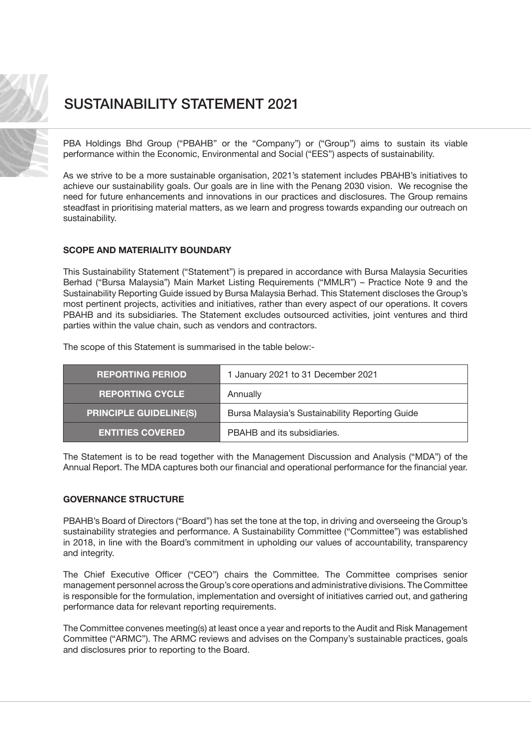# SUSTAINABILITY STATEMENT 2021

PBA Holdings Bhd Group ("PBAHB" or the "Company") or ("Group") aims to sustain its viable performance within the Economic, Environmental and Social ("EES") aspects of sustainability.

As we strive to be a more sustainable organisation, 2021's statement includes PBAHB's initiatives to achieve our sustainability goals. Our goals are in line with the Penang 2030 vision. We recognise the need for future enhancements and innovations in our practices and disclosures. The Group remains steadfast in prioritising material matters, as we learn and progress towards expanding our outreach on sustainability.

## SCOPE AND MATERIALITY BOUNDARY

This Sustainability Statement ("Statement") is prepared in accordance with Bursa Malaysia Securities Berhad ("Bursa Malaysia") Main Market Listing Requirements ("MMLR") – Practice Note 9 and the Sustainability Reporting Guide issued by Bursa Malaysia Berhad. This Statement discloses the Group's most pertinent projects, activities and initiatives, rather than every aspect of our operations. It covers PBAHB and its subsidiaries. The Statement excludes outsourced activities, joint ventures and third parties within the value chain, such as vendors and contractors.

The scope of this Statement is summarised in the table below:-

| | |
|---|---|
| **REPORTING PERIOD** | 1 January 2021 to 31 December 2021 |
| **REPORTING CYCLE** | Annually |
| **PRINCIPLE GUIDELINE(S)** | Bursa Malaysia's Sustainability Reporting Guide |
| **ENTITIES COVERED** | PBAHB and its subsidiaries. |

The Statement is to be read together with the Management Discussion and Analysis ("MDA") of the Annual Report. The MDA captures both our financial and operational performance for the financial year.

## GOVERNANCE STRUCTURE

PBAHB's Board of Directors ("Board") has set the tone at the top, in driving and overseeing the Group's sustainability strategies and performance. A Sustainability Committee ("Committee") was established in 2018, in line with the Board's commitment in upholding our values of accountability, transparency and integrity.

The Chief Executive Officer ("CEO") chairs the Committee. The Committee comprises senior management personnel across the Group's core operations and administrative divisions. The Committee is responsible for the formulation, implementation and oversight of initiatives carried out, and gathering performance data for relevant reporting requirements.

The Committee convenes meeting(s) at least once a year and reports to the Audit and Risk Management Committee ("ARMC"). The ARMC reviews and advises on the Company's sustainable practices, goals and disclosures prior to reporting to the Board.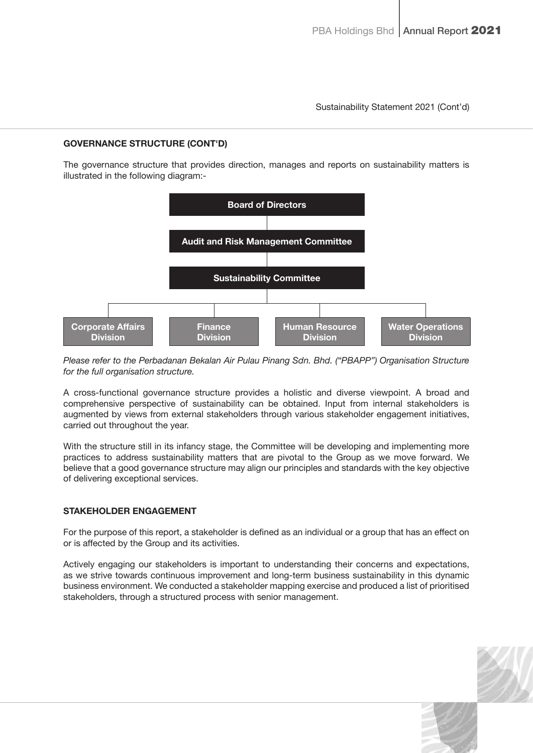## GOVERNANCE STRUCTURE (CONT'D)

The governance structure that provides direction, manages and reports on sustainability matters is illustrated in the following diagram:-

**Board of Directors**

**Audit and Risk Management Committee**

**Sustainability Committee**

- **Corporate Affairs Division**
- **Finance Division**
- **Human Resource Division**
- **Water Operations Division**

*Please refer to the Perbadanan Bekalan Air Pulau Pinang Sdn. Bhd. ("PBAPP") Organisation Structure for the full organisation structure.*

A cross-functional governance structure provides a holistic and diverse viewpoint. A broad and comprehensive perspective of sustainability can be obtained. Input from internal stakeholders is augmented by views from external stakeholders through various stakeholder engagement initiatives, carried out throughout the year.

With the structure still in its infancy stage, the Committee will be developing and implementing more practices to address sustainability matters that are pivotal to the Group as we move forward. We believe that a good governance structure may align our principles and standards with the key objective of delivering exceptional services.

## STAKEHOLDER ENGAGEMENT

For the purpose of this report, a stakeholder is defined as an individual or a group that has an effect on or is affected by the Group and its activities.

Actively engaging our stakeholders is important to understanding their concerns and expectations, as we strive towards continuous improvement and long-term business sustainability in this dynamic business environment. We conducted a stakeholder mapping exercise and produced a list of prioritised stakeholders, through a structured process with senior management.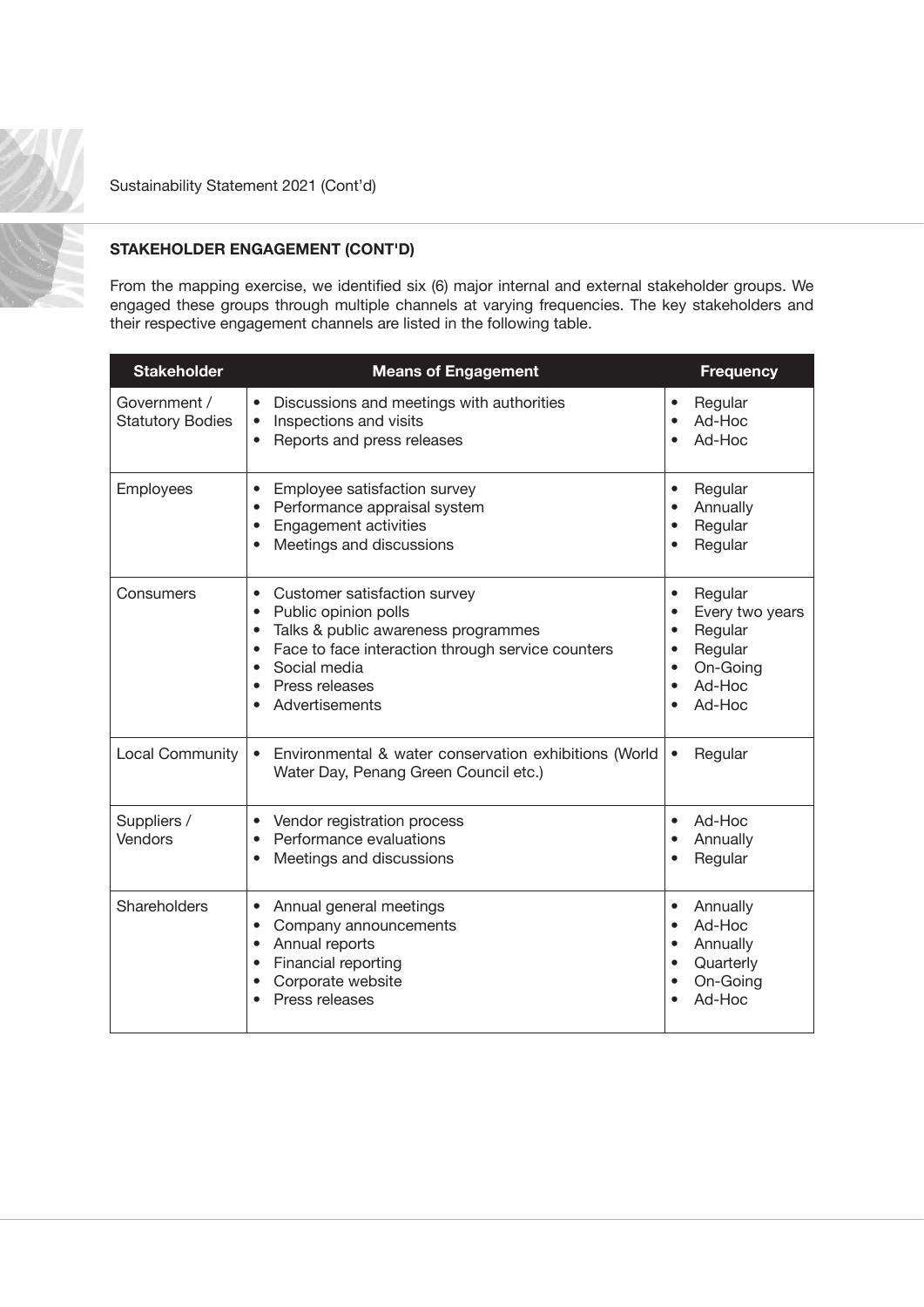## STAKEHOLDER ENGAGEMENT (CONT'D)

From the mapping exercise, we identified six (6) major internal and external stakeholder groups. We engaged these groups through multiple channels at varying frequencies. The key stakeholders and their respective engagement channels are listed in the following table.

| Stakeholder | Means of Engagement | Frequency |
|---|---|---|
| Government / Statutory Bodies | • Discussions and meetings with authorities<br>• Inspections and visits<br>• Reports and press releases | • Regular<br>• Ad-Hoc<br>• Ad-Hoc |
| Employees | • Employee satisfaction survey<br>• Performance appraisal system<br>• Engagement activities<br>• Meetings and discussions | • Regular<br>• Annually<br>• Regular<br>• Regular |
| Consumers | • Customer satisfaction survey<br>• Public opinion polls<br>• Talks & public awareness programmes<br>• Face to face interaction through service counters<br>• Social media<br>• Press releases<br>• Advertisements | • Regular<br>• Every two years<br>• Regular<br>• Regular<br>• On-Going<br>• Ad-Hoc<br>• Ad-Hoc |
| Local Community | • Environmental & water conservation exhibitions (World Water Day, Penang Green Council etc.) | • Regular |
| Suppliers / Vendors | • Vendor registration process<br>• Performance evaluations<br>• Meetings and discussions | • Ad-Hoc<br>• Annually<br>• Regular |
| Shareholders | • Annual general meetings<br>• Company announcements<br>• Annual reports<br>• Financial reporting<br>• Corporate website<br>• Press releases | • Annually<br>• Ad-Hoc<br>• Annually<br>• Quarterly<br>• On-Going<br>• Ad-Hoc |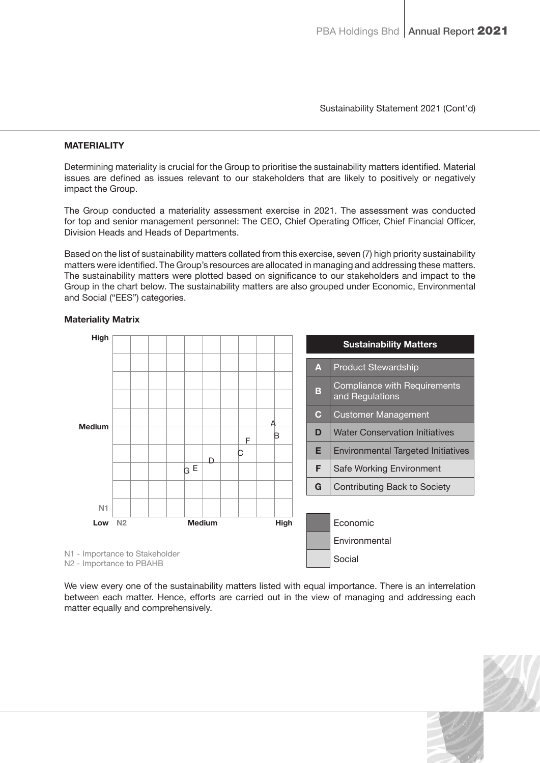Sustainability Statement 2021 (Cont'd)

## MATERIALITY

Determining materiality is crucial for the Group to prioritise the sustainability matters identified. Material issues are defined as issues relevant to our stakeholders that are likely to positively or negatively impact the Group.

The Group conducted a materiality assessment exercise in 2021. The assessment was conducted for top and senior management personnel: The CEO, Chief Operating Officer, Chief Financial Officer, Division Heads and Heads of Departments.

Based on the list of sustainability matters collated from this exercise, seven (7) high priority sustainability matters were identified. The Group's resources are allocated in managing and addressing these matters. The sustainability matters were plotted based on significance to our stakeholders and impact to the Group in the chart below. The sustainability matters are also grouped under Economic, Environmental and Social ("EES") categories.

### Materiality Matrix

N1 - Importance to Stakeholder
N2 - Importance to PBAHB

| Sustainability Matters | | Category |
|---|---|---|
| A | Product Stewardship | Economic |
| B | Compliance with Requirements and Regulations | Economic |
| C | Customer Management | Economic |
| D | Water Conservation Initiatives | Environmental |
| E | Environmental Targeted Initiatives | Environmental |
| F | Safe Working Environment | Social |
| G | Contributing Back to Society | Social |

We view every one of the sustainability matters listed with equal importance. There is an interrelation between each matter. Hence, efforts are carried out in the view of managing and addressing each matter equally and comprehensively.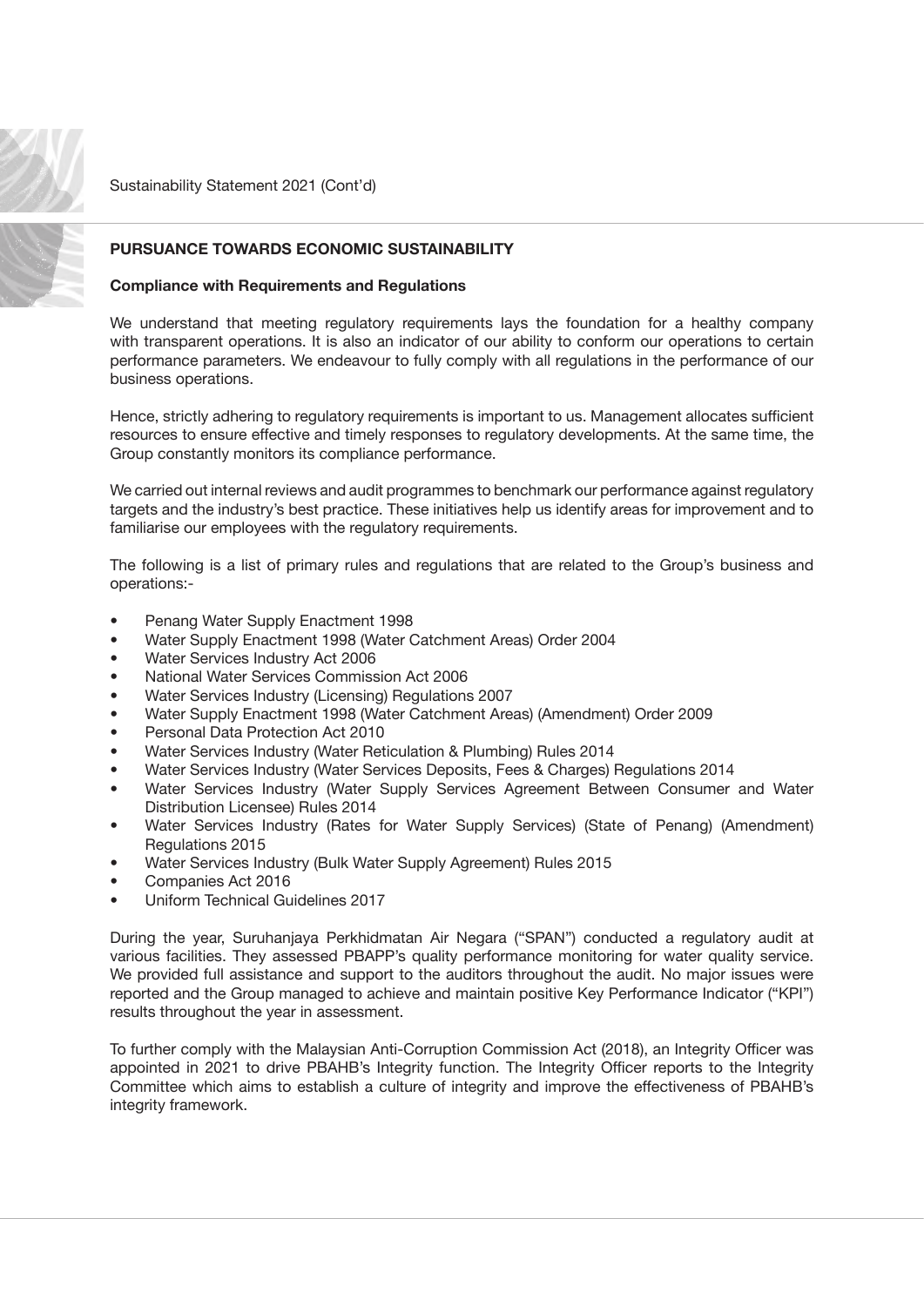## PURSUANCE TOWARDS ECONOMIC SUSTAINABILITY

### Compliance with Requirements and Regulations

We understand that meeting regulatory requirements lays the foundation for a healthy company with transparent operations. It is also an indicator of our ability to conform our operations to certain performance parameters. We endeavour to fully comply with all regulations in the performance of our business operations.

Hence, strictly adhering to regulatory requirements is important to us. Management allocates sufficient resources to ensure effective and timely responses to regulatory developments. At the same time, the Group constantly monitors its compliance performance.

We carried out internal reviews and audit programmes to benchmark our performance against regulatory targets and the industry's best practice. These initiatives help us identify areas for improvement and to familiarise our employees with the regulatory requirements.

The following is a list of primary rules and regulations that are related to the Group's business and operations:-

- Penang Water Supply Enactment 1998
- Water Supply Enactment 1998 (Water Catchment Areas) Order 2004
- Water Services Industry Act 2006
- National Water Services Commission Act 2006
- Water Services Industry (Licensing) Regulations 2007
- Water Supply Enactment 1998 (Water Catchment Areas) (Amendment) Order 2009
- Personal Data Protection Act 2010
- Water Services Industry (Water Reticulation & Plumbing) Rules 2014
- Water Services Industry (Water Services Deposits, Fees & Charges) Regulations 2014
- Water Services Industry (Water Supply Services Agreement Between Consumer and Water Distribution Licensee) Rules 2014
- Water Services Industry (Rates for Water Supply Services) (State of Penang) (Amendment) Regulations 2015
- Water Services Industry (Bulk Water Supply Agreement) Rules 2015
- Companies Act 2016
- Uniform Technical Guidelines 2017

During the year, Suruhanjaya Perkhidmatan Air Negara ("SPAN") conducted a regulatory audit at various facilities. They assessed PBAPP's quality performance monitoring for water quality service. We provided full assistance and support to the auditors throughout the audit. No major issues were reported and the Group managed to achieve and maintain positive Key Performance Indicator ("KPI") results throughout the year in assessment.

To further comply with the Malaysian Anti-Corruption Commission Act (2018), an Integrity Officer was appointed in 2021 to drive PBAHB's Integrity function. The Integrity Officer reports to the Integrity Committee which aims to establish a culture of integrity and improve the effectiveness of PBAHB's integrity framework.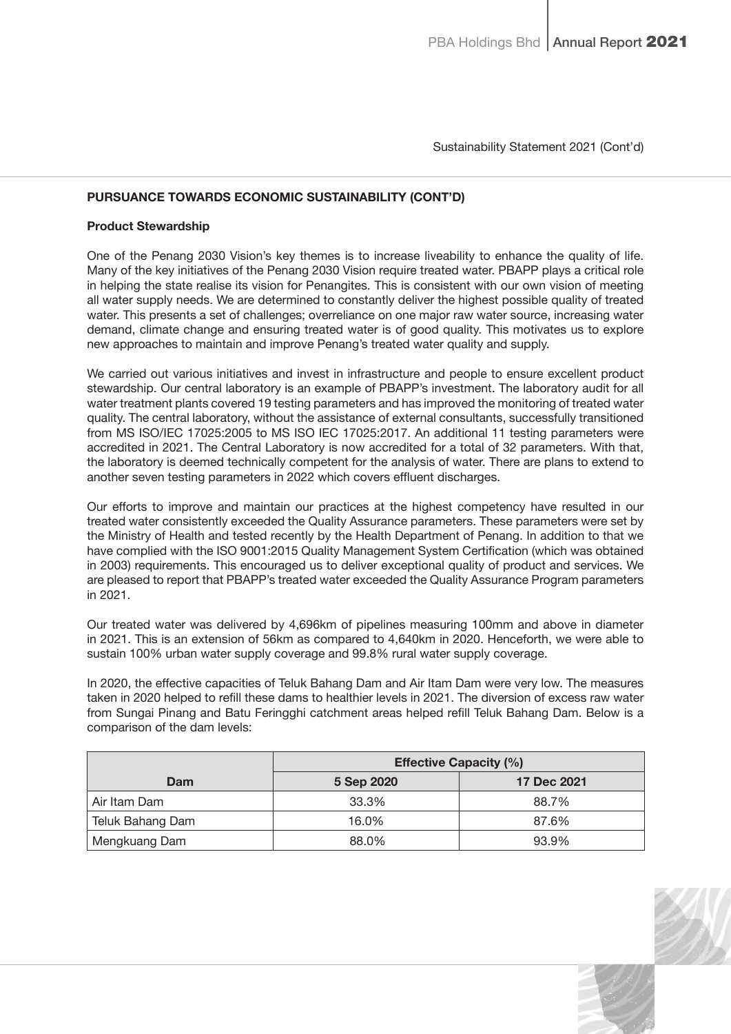Sustainability Statement 2021 (Cont'd)

## PURSUANCE TOWARDS ECONOMIC SUSTAINABILITY (CONT'D)

### Product Stewardship

One of the Penang 2030 Vision's key themes is to increase liveability to enhance the quality of life. Many of the key initiatives of the Penang 2030 Vision require treated water. PBAPP plays a critical role in helping the state realise its vision for Penangites. This is consistent with our own vision of meeting all water supply needs. We are determined to constantly deliver the highest possible quality of treated water. This presents a set of challenges; overreliance on one major raw water source, increasing water demand, climate change and ensuring treated water is of good quality. This motivates us to explore new approaches to maintain and improve Penang's treated water quality and supply.

We carried out various initiatives and invest in infrastructure and people to ensure excellent product stewardship. Our central laboratory is an example of PBAPP's investment. The laboratory audit for all water treatment plants covered 19 testing parameters and has improved the monitoring of treated water quality. The central laboratory, without the assistance of external consultants, successfully transitioned from MS ISO/IEC 17025:2005 to MS ISO IEC 17025:2017. An additional 11 testing parameters were accredited in 2021. The Central Laboratory is now accredited for a total of 32 parameters. With that, the laboratory is deemed technically competent for the analysis of water. There are plans to extend to another seven testing parameters in 2022 which covers effluent discharges.

Our efforts to improve and maintain our practices at the highest competency have resulted in our treated water consistently exceeded the Quality Assurance parameters. These parameters were set by the Ministry of Health and tested recently by the Health Department of Penang. In addition to that we have complied with the ISO 9001:2015 Quality Management System Certification (which was obtained in 2003) requirements. This encouraged us to deliver exceptional quality of product and services. We are pleased to report that PBAPP's treated water exceeded the Quality Assurance Program parameters in 2021.

Our treated water was delivered by 4,696km of pipelines measuring 100mm and above in diameter in 2021. This is an extension of 56km as compared to 4,640km in 2020. Henceforth, we were able to sustain 100% urban water supply coverage and 99.8% rural water supply coverage.

In 2020, the effective capacities of Teluk Bahang Dam and Air Itam Dam were very low. The measures taken in 2020 helped to refill these dams to healthier levels in 2021. The diversion of excess raw water from Sungai Pinang and Batu Feringghi catchment areas helped refill Teluk Bahang Dam. Below is a comparison of the dam levels:

| | Effective Capacity (%) | |
|---|---|---|
| **Dam** | **5 Sep 2020** | **17 Dec 2021** |
| Air Itam Dam | 33.3% | 88.7% |
| Teluk Bahang Dam | 16.0% | 87.6% |
| Mengkuang Dam | 88.0% | 93.9% |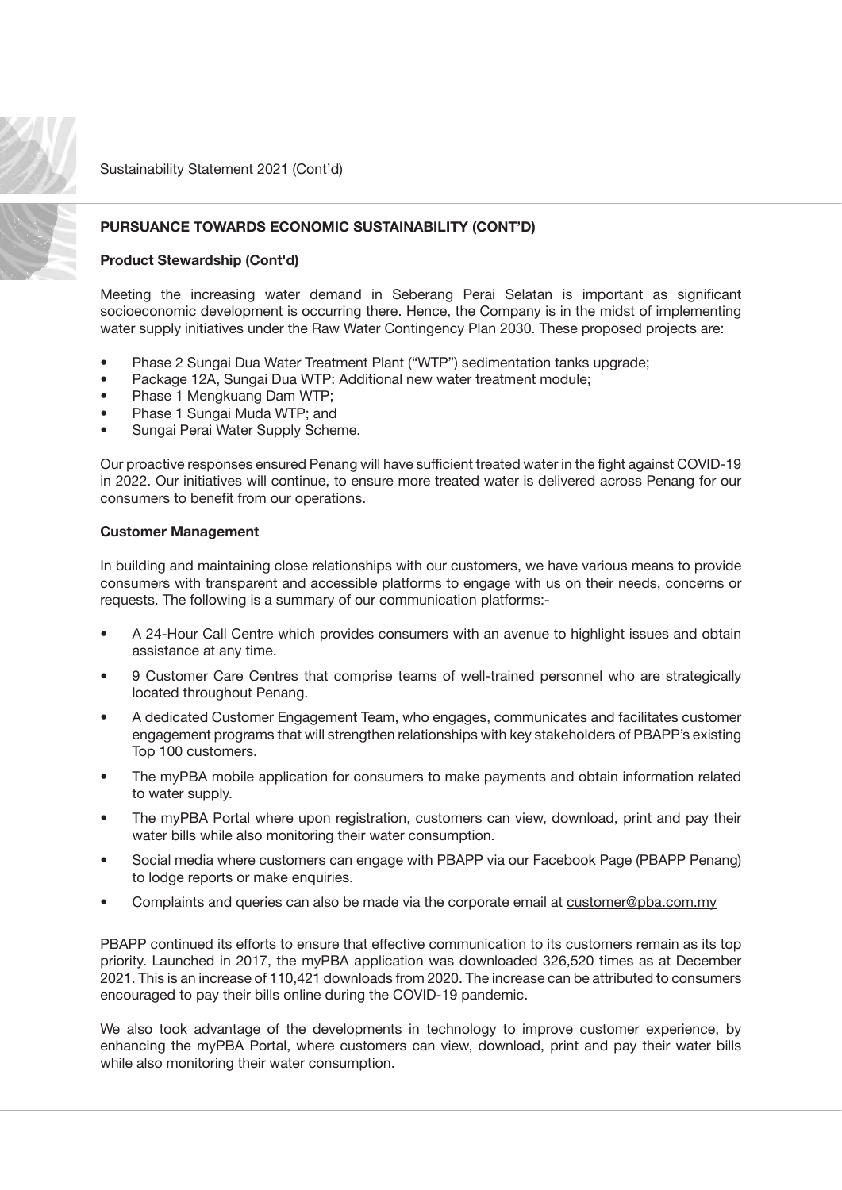## PURSUANCE TOWARDS ECONOMIC SUSTAINABILITY (CONT'D)

### Product Stewardship (Cont'd)

Meeting the increasing water demand in Seberang Perai Selatan is important as significant socioeconomic development is occurring there. Hence, the Company is in the midst of implementing water supply initiatives under the Raw Water Contingency Plan 2030. These proposed projects are:

- Phase 2 Sungai Dua Water Treatment Plant ("WTP") sedimentation tanks upgrade;
- Package 12A, Sungai Dua WTP: Additional new water treatment module;
- Phase 1 Mengkuang Dam WTP;
- Phase 1 Sungai Muda WTP; and
- Sungai Perai Water Supply Scheme.

Our proactive responses ensured Penang will have sufficient treated water in the fight against COVID-19 in 2022. Our initiatives will continue, to ensure more treated water is delivered across Penang for our consumers to benefit from our operations.

### Customer Management

In building and maintaining close relationships with our customers, we have various means to provide consumers with transparent and accessible platforms to engage with us on their needs, concerns or requests. The following is a summary of our communication platforms:-

- A 24-Hour Call Centre which provides consumers with an avenue to highlight issues and obtain assistance at any time.
- 9 Customer Care Centres that comprise teams of well-trained personnel who are strategically located throughout Penang.
- A dedicated Customer Engagement Team, who engages, communicates and facilitates customer engagement programs that will strengthen relationships with key stakeholders of PBAPP's existing Top 100 customers.
- The myPBA mobile application for consumers to make payments and obtain information related to water supply.
- The myPBA Portal where upon registration, customers can view, download, print and pay their water bills while also monitoring their water consumption.
- Social media where customers can engage with PBAPP via our Facebook Page (PBAPP Penang) to lodge reports or make enquiries.
- Complaints and queries can also be made via the corporate email at customer@pba.com.my

PBAPP continued its efforts to ensure that effective communication to its customers remain as its top priority. Launched in 2017, the myPBA application was downloaded 326,520 times as at December 2021. This is an increase of 110,421 downloads from 2020. The increase can be attributed to consumers encouraged to pay their bills online during the COVID-19 pandemic.

We also took advantage of the developments in technology to improve customer experience, by enhancing the myPBA Portal, where customers can view, download, print and pay their water bills while also monitoring their water consumption.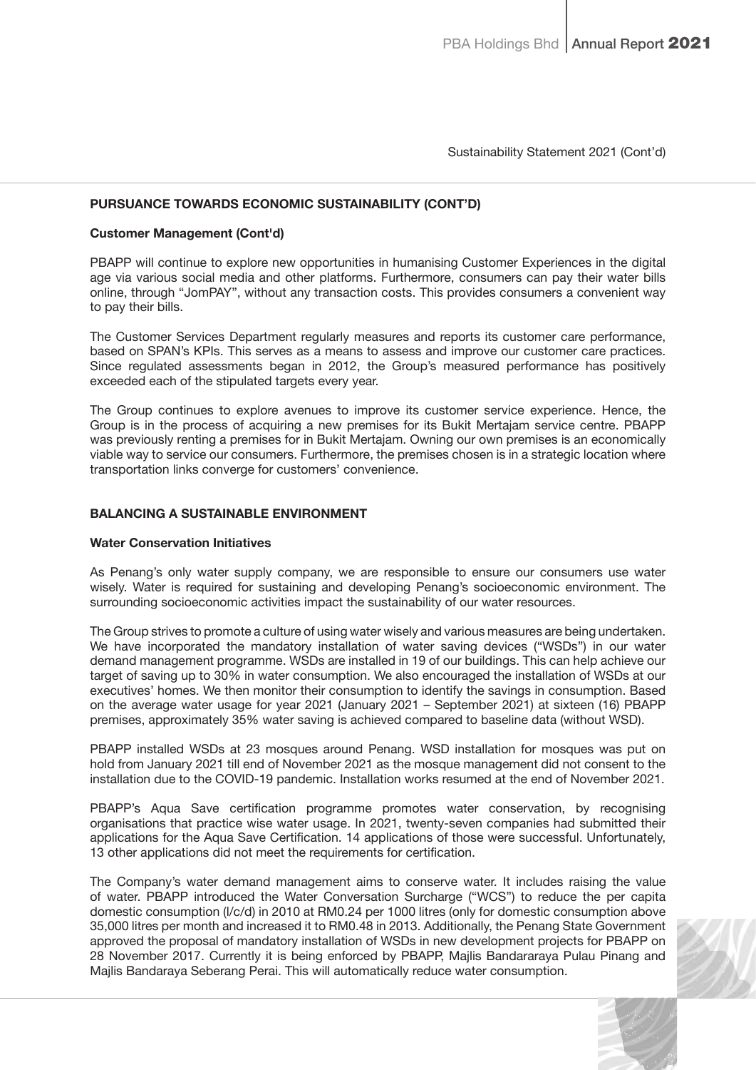Sustainability Statement 2021 (Cont'd)

## PURSUANCE TOWARDS ECONOMIC SUSTAINABILITY (CONT'D)

### Customer Management (Cont'd)

PBAPP will continue to explore new opportunities in humanising Customer Experiences in the digital age via various social media and other platforms. Furthermore, consumers can pay their water bills online, through "JomPAY", without any transaction costs. This provides consumers a convenient way to pay their bills.

The Customer Services Department regularly measures and reports its customer care performance, based on SPAN's KPIs. This serves as a means to assess and improve our customer care practices. Since regulated assessments began in 2012, the Group's measured performance has positively exceeded each of the stipulated targets every year.

The Group continues to explore avenues to improve its customer service experience. Hence, the Group is in the process of acquiring a new premises for its Bukit Mertajam service centre. PBAPP was previously renting a premises for in Bukit Mertajam. Owning our own premises is an economically viable way to service our consumers. Furthermore, the premises chosen is in a strategic location where transportation links converge for customers' convenience.

## BALANCING A SUSTAINABLE ENVIRONMENT

### Water Conservation Initiatives

As Penang's only water supply company, we are responsible to ensure our consumers use water wisely. Water is required for sustaining and developing Penang's socioeconomic environment. The surrounding socioeconomic activities impact the sustainability of our water resources.

The Group strives to promote a culture of using water wisely and various measures are being undertaken. We have incorporated the mandatory installation of water saving devices ("WSDs") in our water demand management programme. WSDs are installed in 19 of our buildings. This can help achieve our target of saving up to 30% in water consumption. We also encouraged the installation of WSDs at our executives' homes. We then monitor their consumption to identify the savings in consumption. Based on the average water usage for year 2021 (January 2021 – September 2021) at sixteen (16) PBAPP premises, approximately 35% water saving is achieved compared to baseline data (without WSD).

PBAPP installed WSDs at 23 mosques around Penang. WSD installation for mosques was put on hold from January 2021 till end of November 2021 as the mosque management did not consent to the installation due to the COVID-19 pandemic. Installation works resumed at the end of November 2021.

PBAPP's Aqua Save certification programme promotes water conservation, by recognising organisations that practice wise water usage. In 2021, twenty-seven companies had submitted their applications for the Aqua Save Certification. 14 applications of those were successful. Unfortunately, 13 other applications did not meet the requirements for certification.

The Company's water demand management aims to conserve water. It includes raising the value of water. PBAPP introduced the Water Conversation Surcharge ("WCS") to reduce the per capita domestic consumption (l/c/d) in 2010 at RM0.24 per 1000 litres (only for domestic consumption above 35,000 litres per month and increased it to RM0.48 in 2013. Additionally, the Penang State Government approved the proposal of mandatory installation of WSDs in new development projects for PBAPP on 28 November 2017. Currently it is being enforced by PBAPP, Majlis Bandararaya Pulau Pinang and Majlis Bandaraya Seberang Perai. This will automatically reduce water consumption.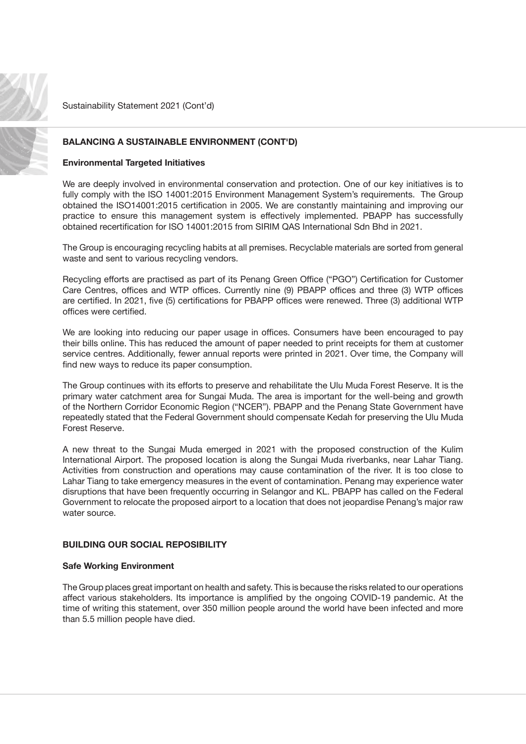## BALANCING A SUSTAINABLE ENVIRONMENT (CONT'D)

### Environmental Targeted Initiatives

We are deeply involved in environmental conservation and protection. One of our key initiatives is to fully comply with the ISO 14001:2015 Environment Management System's requirements. The Group obtained the ISO14001:2015 certification in 2005. We are constantly maintaining and improving our practice to ensure this management system is effectively implemented. PBAPP has successfully obtained recertification for ISO 14001:2015 from SIRIM QAS International Sdn Bhd in 2021.

The Group is encouraging recycling habits at all premises. Recyclable materials are sorted from general waste and sent to various recycling vendors.

Recycling efforts are practised as part of its Penang Green Office ("PGO") Certification for Customer Care Centres, offices and WTP offices. Currently nine (9) PBAPP offices and three (3) WTP offices are certified. In 2021, five (5) certifications for PBAPP offices were renewed. Three (3) additional WTP offices were certified.

We are looking into reducing our paper usage in offices. Consumers have been encouraged to pay their bills online. This has reduced the amount of paper needed to print receipts for them at customer service centres. Additionally, fewer annual reports were printed in 2021. Over time, the Company will find new ways to reduce its paper consumption.

The Group continues with its efforts to preserve and rehabilitate the Ulu Muda Forest Reserve. It is the primary water catchment area for Sungai Muda. The area is important for the well-being and growth of the Northern Corridor Economic Region ("NCER"). PBAPP and the Penang State Government have repeatedly stated that the Federal Government should compensate Kedah for preserving the Ulu Muda Forest Reserve.

A new threat to the Sungai Muda emerged in 2021 with the proposed construction of the Kulim International Airport. The proposed location is along the Sungai Muda riverbanks, near Lahar Tiang. Activities from construction and operations may cause contamination of the river. It is too close to Lahar Tiang to take emergency measures in the event of contamination. Penang may experience water disruptions that have been frequently occurring in Selangor and KL. PBAPP has called on the Federal Government to relocate the proposed airport to a location that does not jeopardise Penang's major raw water source.

## BUILDING OUR SOCIAL REPOSIBILITY

### Safe Working Environment

The Group places great important on health and safety. This is because the risks related to our operations affect various stakeholders. Its importance is amplified by the ongoing COVID-19 pandemic. At the time of writing this statement, over 350 million people around the world have been infected and more than 5.5 million people have died.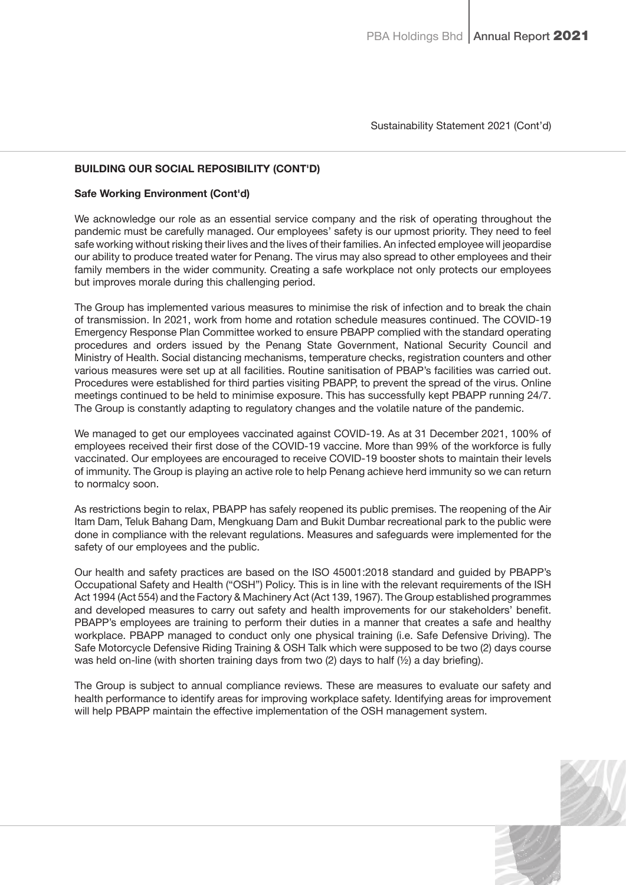Sustainability Statement 2021 (Cont'd)

**BUILDING OUR SOCIAL REPOSIBILITY (CONT'D)**

**Safe Working Environment (Cont'd)**

We acknowledge our role as an essential service company and the risk of operating throughout the pandemic must be carefully managed. Our employees' safety is our upmost priority. They need to feel safe working without risking their lives and the lives of their families. An infected employee will jeopardise our ability to produce treated water for Penang. The virus may also spread to other employees and their family members in the wider community. Creating a safe workplace not only protects our employees but improves morale during this challenging period.

The Group has implemented various measures to minimise the risk of infection and to break the chain of transmission. In 2021, work from home and rotation schedule measures continued. The COVID-19 Emergency Response Plan Committee worked to ensure PBAPP complied with the standard operating procedures and orders issued by the Penang State Government, National Security Council and Ministry of Health. Social distancing mechanisms, temperature checks, registration counters and other various measures were set up at all facilities. Routine sanitisation of PBAP's facilities was carried out. Procedures were established for third parties visiting PBAPP, to prevent the spread of the virus. Online meetings continued to be held to minimise exposure. This has successfully kept PBAPP running 24/7. The Group is constantly adapting to regulatory changes and the volatile nature of the pandemic.

We managed to get our employees vaccinated against COVID-19. As at 31 December 2021, 100% of employees received their first dose of the COVID-19 vaccine. More than 99% of the workforce is fully vaccinated. Our employees are encouraged to receive COVID-19 booster shots to maintain their levels of immunity. The Group is playing an active role to help Penang achieve herd immunity so we can return to normalcy soon.

As restrictions begin to relax, PBAPP has safely reopened its public premises. The reopening of the Air Itam Dam, Teluk Bahang Dam, Mengkuang Dam and Bukit Dumbar recreational park to the public were done in compliance with the relevant regulations. Measures and safeguards were implemented for the safety of our employees and the public.

Our health and safety practices are based on the ISO 45001:2018 standard and guided by PBAPP's Occupational Safety and Health ("OSH") Policy. This is in line with the relevant requirements of the ISH Act 1994 (Act 554) and the Factory & Machinery Act (Act 139, 1967). The Group established programmes and developed measures to carry out safety and health improvements for our stakeholders' benefit. PBAPP's employees are training to perform their duties in a manner that creates a safe and healthy workplace. PBAPP managed to conduct only one physical training (i.e. Safe Defensive Driving). The Safe Motorcycle Defensive Riding Training & OSH Talk which were supposed to be two (2) days course was held on-line (with shorten training days from two (2) days to half (½) a day briefing).

The Group is subject to annual compliance reviews. These are measures to evaluate our safety and health performance to identify areas for improving workplace safety. Identifying areas for improvement will help PBAPP maintain the effective implementation of the OSH management system.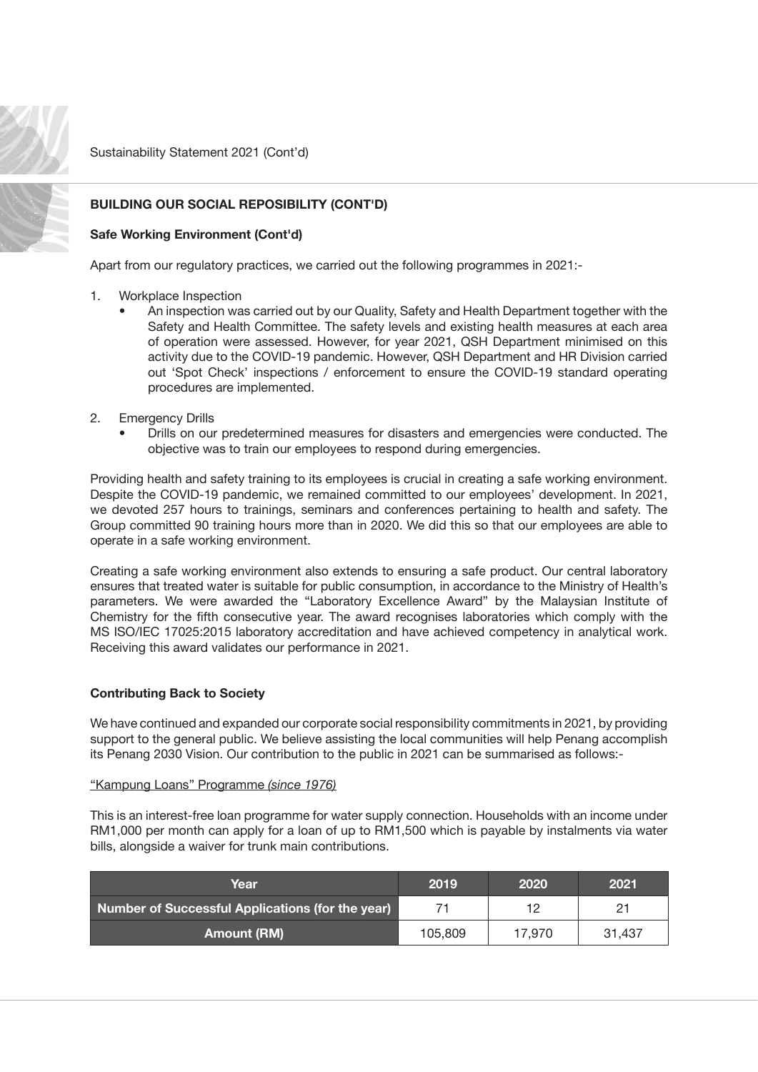## BUILDING OUR SOCIAL REPOSIBILITY (CONT'D)

### Safe Working Environment (Cont'd)

Apart from our regulatory practices, we carried out the following programmes in 2021:-

1. Workplace Inspection
   - An inspection was carried out by our Quality, Safety and Health Department together with the Safety and Health Committee. The safety levels and existing health measures at each area of operation were assessed. However, for year 2021, QSH Department minimised on this activity due to the COVID-19 pandemic. However, QSH Department and HR Division carried out 'Spot Check' inspections / enforcement to ensure the COVID-19 standard operating procedures are implemented.

2. Emergency Drills
   - Drills on our predetermined measures for disasters and emergencies were conducted. The objective was to train our employees to respond during emergencies.

Providing health and safety training to its employees is crucial in creating a safe working environment. Despite the COVID-19 pandemic, we remained committed to our employees' development. In 2021, we devoted 257 hours to trainings, seminars and conferences pertaining to health and safety. The Group committed 90 training hours more than in 2020. We did this so that our employees are able to operate in a safe working environment.

Creating a safe working environment also extends to ensuring a safe product. Our central laboratory ensures that treated water is suitable for public consumption, in accordance to the Ministry of Health's parameters. We were awarded the "Laboratory Excellence Award" by the Malaysian Institute of Chemistry for the fifth consecutive year. The award recognises laboratories which comply with the MS ISO/IEC 17025:2015 laboratory accreditation and have achieved competency in analytical work. Receiving this award validates our performance in 2021.

### Contributing Back to Society

We have continued and expanded our corporate social responsibility commitments in 2021, by providing support to the general public. We believe assisting the local communities will help Penang accomplish its Penang 2030 Vision. Our contribution to the public in 2021 can be summarised as follows:-

"Kampung Loans" Programme *(since 1976)*

This is an interest-free loan programme for water supply connection. Households with an income under RM1,000 per month can apply for a loan of up to RM1,500 which is payable by instalments via water bills, alongside a waiver for trunk main contributions.

| Year | 2019 | 2020 | 2021 |
|---|---|---|---|
| Number of Successful Applications (for the year) | 71 | 12 | 21 |
| Amount (RM) | 105,809 | 17,970 | 31,437 |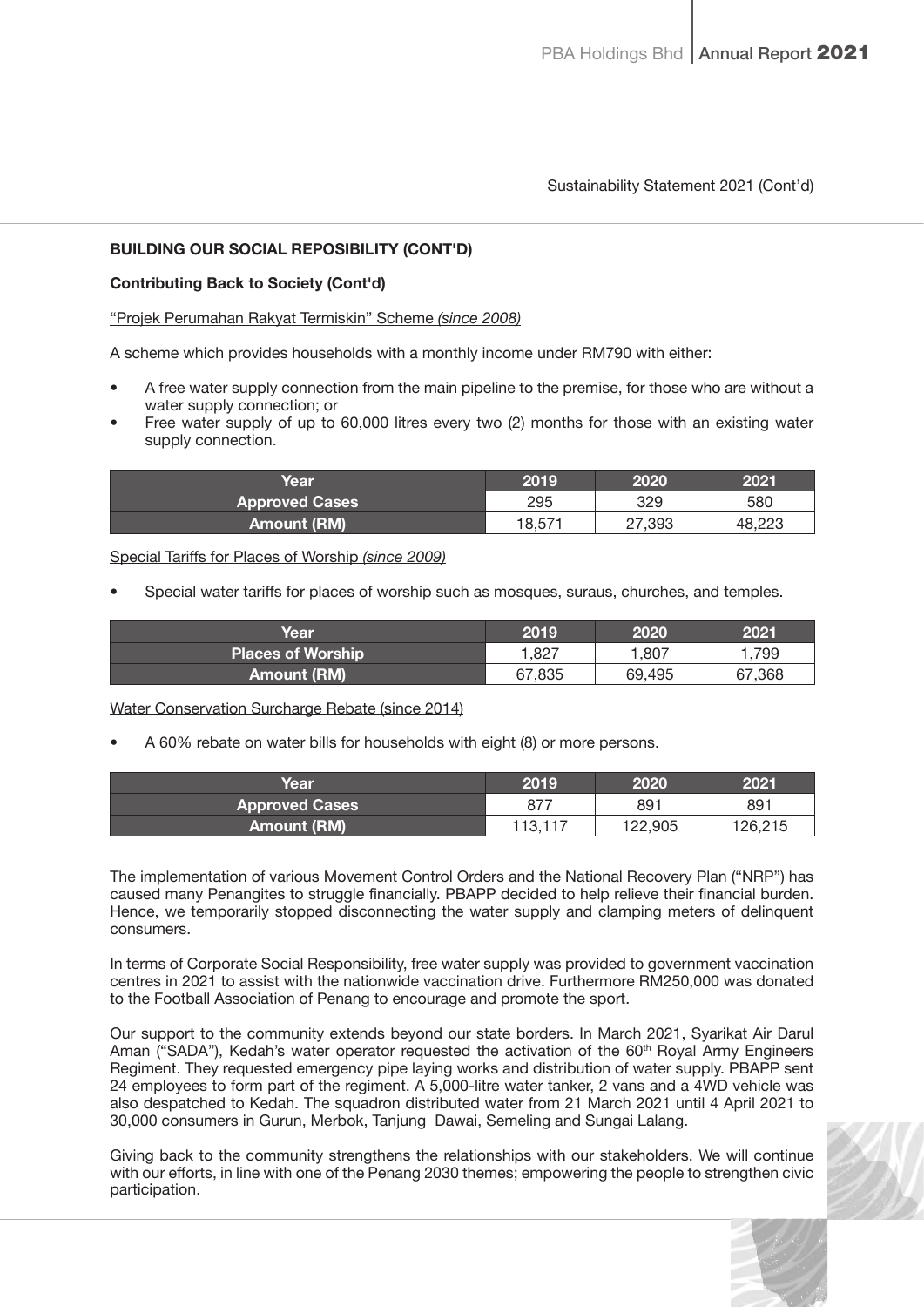Sustainability Statement 2021 (Cont'd)

**BUILDING OUR SOCIAL REPOSIBILITY (CONT'D)**

**Contributing Back to Society (Cont'd)**

"Projek Perumahan Rakyat Termiskin" Scheme *(since 2008)*

A scheme which provides households with a monthly income under RM790 with either:

- A free water supply connection from the main pipeline to the premise, for those who are without a water supply connection; or
- Free water supply of up to 60,000 litres every two (2) months for those with an existing water supply connection.

| Year | 2019 | 2020 | 2021 |
|---|---|---|---|
| Approved Cases | 295 | 329 | 580 |
| Amount (RM) | 18,571 | 27,393 | 48,223 |

Special Tariffs for Places of Worship *(since 2009)*

- Special water tariffs for places of worship such as mosques, suraus, churches, and temples.

| Year | 2019 | 2020 | 2021 |
|---|---|---|---|
| Places of Worship | 1,827 | 1,807 | 1,799 |
| Amount (RM) | 67,835 | 69,495 | 67,368 |

Water Conservation Surcharge Rebate (since 2014)

- A 60% rebate on water bills for households with eight (8) or more persons.

| Year | 2019 | 2020 | 2021 |
|---|---|---|---|
| Approved Cases | 877 | 891 | 891 |
| Amount (RM) | 113,117 | 122,905 | 126,215 |

The implementation of various Movement Control Orders and the National Recovery Plan ("NRP") has caused many Penangites to struggle financially. PBAPP decided to help relieve their financial burden. Hence, we temporarily stopped disconnecting the water supply and clamping meters of delinquent consumers.

In terms of Corporate Social Responsibility, free water supply was provided to government vaccination centres in 2021 to assist with the nationwide vaccination drive. Furthermore RM250,000 was donated to the Football Association of Penang to encourage and promote the sport.

Our support to the community extends beyond our state borders. In March 2021, Syarikat Air Darul Aman ("SADA"), Kedah's water operator requested the activation of the 60th Royal Army Engineers Regiment. They requested emergency pipe laying works and distribution of water supply. PBAPP sent 24 employees to form part of the regiment. A 5,000-litre water tanker, 2 vans and a 4WD vehicle was also despatched to Kedah. The squadron distributed water from 21 March 2021 until 4 April 2021 to 30,000 consumers in Gurun, Merbok, Tanjung Dawai, Semeling and Sungai Lalang.

Giving back to the community strengthens the relationships with our stakeholders. We will continue with our efforts, in line with one of the Penang 2030 themes; empowering the people to strengthen civic participation.